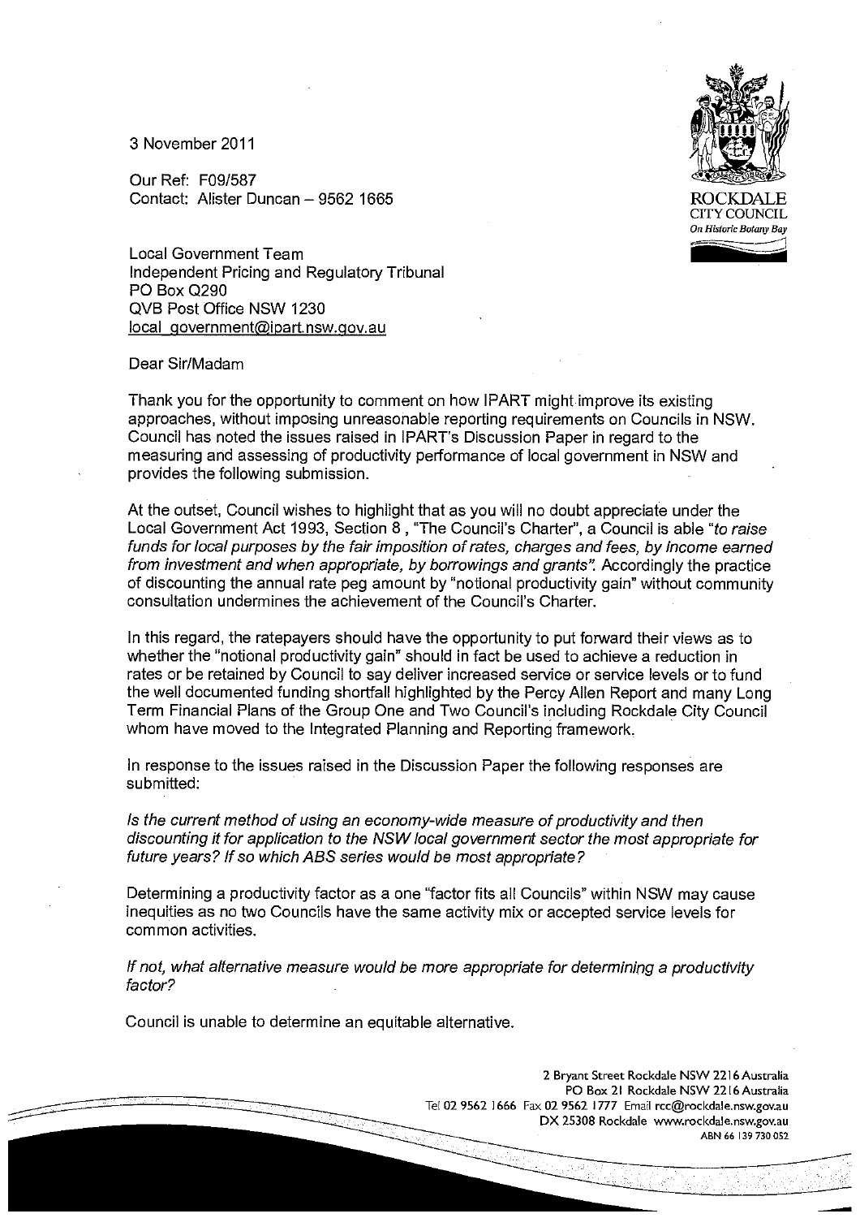3 November 2011

Our Ref: F09/587
Contact: Alister Duncan – 9562 1665

ROCKDALE
CITY COUNCIL
*On Historic Botany Bay*

Local Government Team
Independent Pricing and Regulatory Tribunal
PO Box Q290
QVB Post Office NSW 1230
local_government@ipart.nsw.gov.au

Dear Sir/Madam

Thank you for the opportunity to comment on how IPART might improve its existing approaches, without imposing unreasonable reporting requirements on Councils in NSW. Council has noted the issues raised in IPART's Discussion Paper in regard to the measuring and assessing of productivity performance of local government in NSW and provides the following submission.

At the outset, Council wishes to highlight that as you will no doubt appreciate under the Local Government Act 1993, Section 8 , "The Council's Charter", a Council is able "*to raise funds for local purposes by the fair imposition of rates, charges and fees, by income earned from investment and when appropriate, by borrowings and grants*". Accordingly the practice of discounting the annual rate peg amount by "notional productivity gain" without community consultation undermines the achievement of the Council's Charter.

In this regard, the ratepayers should have the opportunity to put forward their views as to whether the "notional productivity gain" should in fact be used to achieve a reduction in rates or be retained by Council to say deliver increased service or service levels or to fund the well documented funding shortfall highlighted by the Percy Allen Report and many Long Term Financial Plans of the Group One and Two Council's including Rockdale City Council whom have moved to the Integrated Planning and Reporting framework.

In response to the issues raised in the Discussion Paper the following responses are submitted:

*Is the current method of using an economy-wide measure of productivity and then discounting it for application to the NSW local government sector the most appropriate for future years? If so which ABS series would be most appropriate?*

Determining a productivity factor as a one "factor fits all Councils" within NSW may cause inequities as no two Councils have the same activity mix or accepted service levels for common activities.

*If not, what alternative measure would be more appropriate for determining a productivity factor?*

Council is unable to determine an equitable alternative.

2 Bryant Street Rockdale NSW 2216 Australia
PO Box 21 Rockdale NSW 2216 Australia
Tel 02 9562 1666 Fax 02 9562 1777 Email rcc@rockdale.nsw.gov.au
DX 25308 Rockdale www.rockdale.nsw.gov.au
ABN 66 139 730 052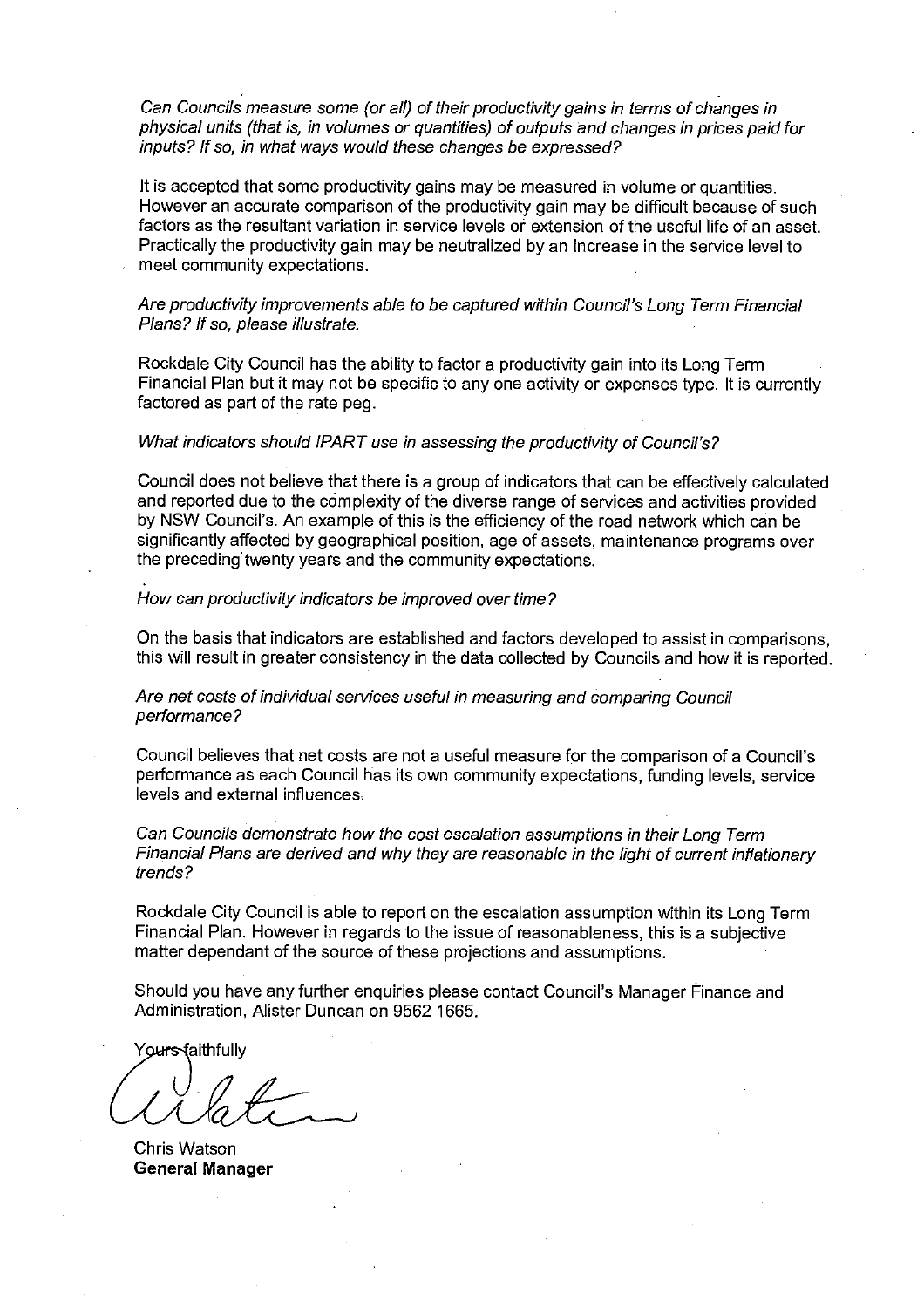*Can Councils measure some (or all) of their productivity gains in terms of changes in physical units (that is, in volumes or quantities) of outputs and changes in prices paid for inputs? If so, in what ways would these changes be expressed?*

It is accepted that some productivity gains may be measured in volume or quantities. However an accurate comparison of the productivity gain may be difficult because of such factors as the resultant variation in service levels or extension of the useful life of an asset. Practically the productivity gain may be neutralized by an increase in the service level to meet community expectations.

*Are productivity improvements able to be captured within Council's Long Term Financial Plans? If so, please illustrate.*

Rockdale City Council has the ability to factor a productivity gain into its Long Term Financial Plan but it may not be specific to any one activity or expenses type. It is currently factored as part of the rate peg.

*What indicators should IPART use in assessing the productivity of Council's?*

Council does not believe that there is a group of indicators that can be effectively calculated and reported due to the complexity of the diverse range of services and activities provided by NSW Council's. An example of this is the efficiency of the road network which can be significantly affected by geographical position, age of assets, maintenance programs over the preceding twenty years and the community expectations.

*How can productivity indicators be improved over time?*

On the basis that indicators are established and factors developed to assist in comparisons, this will result in greater consistency in the data collected by Councils and how it is reported.

*Are net costs of individual services useful in measuring and comparing Council performance?*

Council believes that net costs are not a useful measure for the comparison of a Council's performance as each Council has its own community expectations, funding levels, service levels and external influences.

*Can Councils demonstrate how the cost escalation assumptions in their Long Term Financial Plans are derived and why they are reasonable in the light of current inflationary trends?*

Rockdale City Council is able to report on the escalation assumption within its Long Term Financial Plan. However in regards to the issue of reasonableness, this is a subjective matter dependant of the source of these projections and assumptions.

Should you have any further enquiries please contact Council's Manager Finance and Administration, Alister Duncan on 9562 1665.

Yours faithfully

Chris Watson
**General Manager**